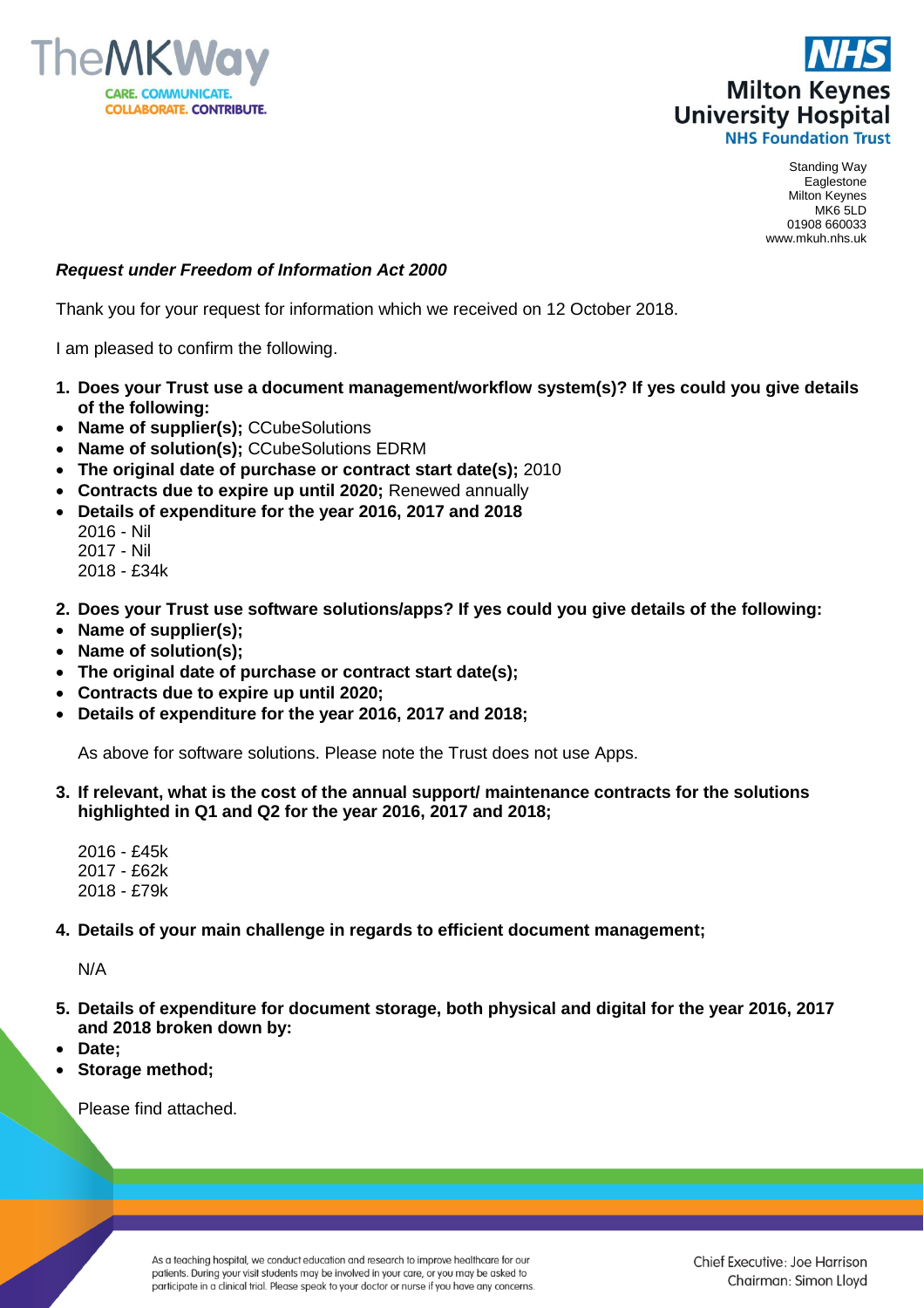Standing Way
Eaglestone
Milton Keynes
MK6 5LD
01908 660033
www.mkuh.nhs.uk

***Request under Freedom of Information Act 2000***

Thank you for your request for information which we received on 12 October 2018.

I am pleased to confirm the following.

1. **Does your Trust use a document management/workflow system(s)? If yes could you give details of the following:**
- **Name of supplier(s);** CCubeSolutions
- **Name of solution(s);** CCubeSolutions EDRM
- **The original date of purchase or contract start date(s);** 2010
- **Contracts due to expire up until 2020;** Renewed annually
- **Details of expenditure for the year 2016, 2017 and 2018**
  2016 - Nil
  2017 - Nil
  2018 - £34k

2. **Does your Trust use software solutions/apps? If yes could you give details of the following:**
- **Name of supplier(s);**
- **Name of solution(s);**
- **The original date of purchase or contract start date(s);**
- **Contracts due to expire up until 2020;**
- **Details of expenditure for the year 2016, 2017 and 2018;**

   As above for software solutions. Please note the Trust does not use Apps.

3. **If relevant, what is the cost of the annual support/ maintenance contracts for the solutions highlighted in Q1 and Q2 for the year 2016, 2017 and 2018;**

   2016 - £45k
   2017 - £62k
   2018 - £79k

4. **Details of your main challenge in regards to efficient document management;**

   N/A

5. **Details of expenditure for document storage, both physical and digital for the year 2016, 2017 and 2018 broken down by:**
- **Date;**
- **Storage method;**

   Please find attached.

As a teaching hospital, we conduct education and research to improve healthcare for our patients. During your visit students may be involved in your care, or you may be asked to participate in a clinical trial. Please speak to your doctor or nurse if you have any concerns.

Chief Executive: Joe Harrison
Chairman: Simon Lloyd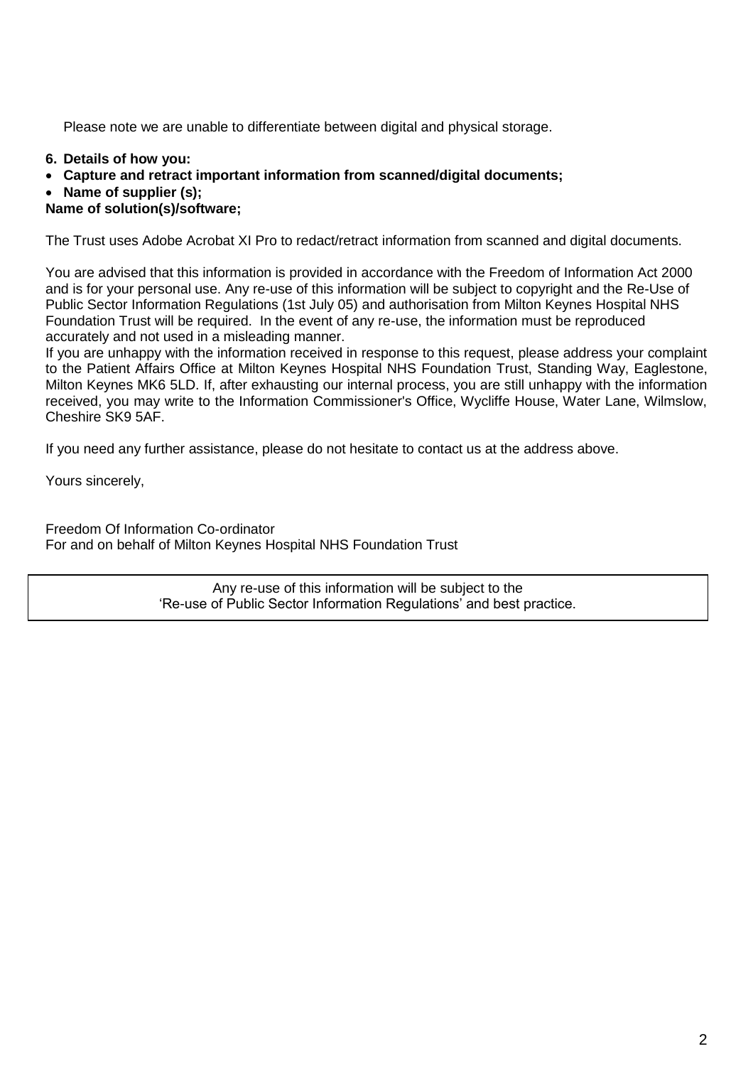Please note we are unable to differentiate between digital and physical storage.

**6. Details of how you:**

- **Capture and retract important information from scanned/digital documents;**
- **Name of supplier (s);**

**Name of solution(s)/software;**

The Trust uses Adobe Acrobat XI Pro to redact/retract information from scanned and digital documents.

You are advised that this information is provided in accordance with the Freedom of Information Act 2000 and is for your personal use. Any re-use of this information will be subject to copyright and the Re-Use of Public Sector Information Regulations (1st July 05) and authorisation from Milton Keynes Hospital NHS Foundation Trust will be required. In the event of any re-use, the information must be reproduced accurately and not used in a misleading manner.

If you are unhappy with the information received in response to this request, please address your complaint to the Patient Affairs Office at Milton Keynes Hospital NHS Foundation Trust, Standing Way, Eaglestone, Milton Keynes MK6 5LD. If, after exhausting our internal process, you are still unhappy with the information received, you may write to the Information Commissioner's Office, Wycliffe House, Water Lane, Wilmslow, Cheshire SK9 5AF.

If you need any further assistance, please do not hesitate to contact us at the address above.

Yours sincerely,

Freedom Of Information Co-ordinator
For and on behalf of Milton Keynes Hospital NHS Foundation Trust

Any re-use of this information will be subject to the
'Re-use of Public Sector Information Regulations' and best practice.